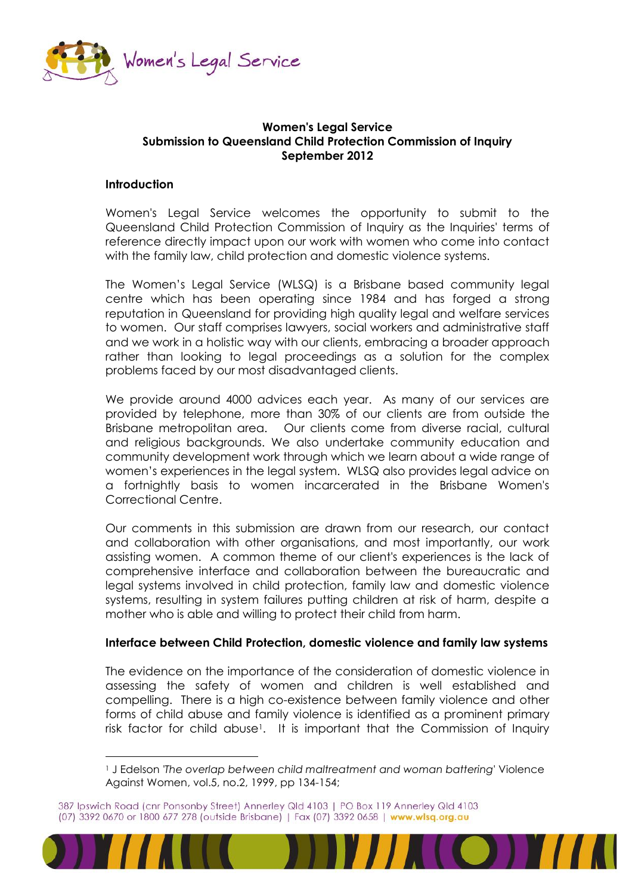**Women's Legal Service**
**Submission to Queensland Child Protection Commission of Inquiry**
**September 2012**

## Introduction

Women's Legal Service welcomes the opportunity to submit to the Queensland Child Protection Commission of Inquiry as the Inquiries' terms of reference directly impact upon our work with women who come into contact with the family law, child protection and domestic violence systems.

The Women's Legal Service (WLSQ) is a Brisbane based community legal centre which has been operating since 1984 and has forged a strong reputation in Queensland for providing high quality legal and welfare services to women. Our staff comprises lawyers, social workers and administrative staff and we work in a holistic way with our clients, embracing a broader approach rather than looking to legal proceedings as a solution for the complex problems faced by our most disadvantaged clients.

We provide around 4000 advices each year. As many of our services are provided by telephone, more than 30% of our clients are from outside the Brisbane metropolitan area. Our clients come from diverse racial, cultural and religious backgrounds. We also undertake community education and community development work through which we learn about a wide range of women's experiences in the legal system. WLSQ also provides legal advice on a fortnightly basis to women incarcerated in the Brisbane Women's Correctional Centre.

Our comments in this submission are drawn from our research, our contact and collaboration with other organisations, and most importantly, our work assisting women. A common theme of our client's experiences is the lack of comprehensive interface and collaboration between the bureaucratic and legal systems involved in child protection, family law and domestic violence systems, resulting in system failures putting children at risk of harm, despite a mother who is able and willing to protect their child from harm.

## Interface between Child Protection, domestic violence and family law systems

The evidence on the importance of the consideration of domestic violence in assessing the safety of women and children is well established and compelling. There is a high co-existence between family violence and other forms of child abuse and family violence is identified as a prominent primary risk factor for child abuse[1]. It is important that the Commission of Inquiry

[1] J Edelson *'The overlap between child maltreatment and woman battering'* Violence Against Women, vol.5, no.2, 1999, pp 134-154;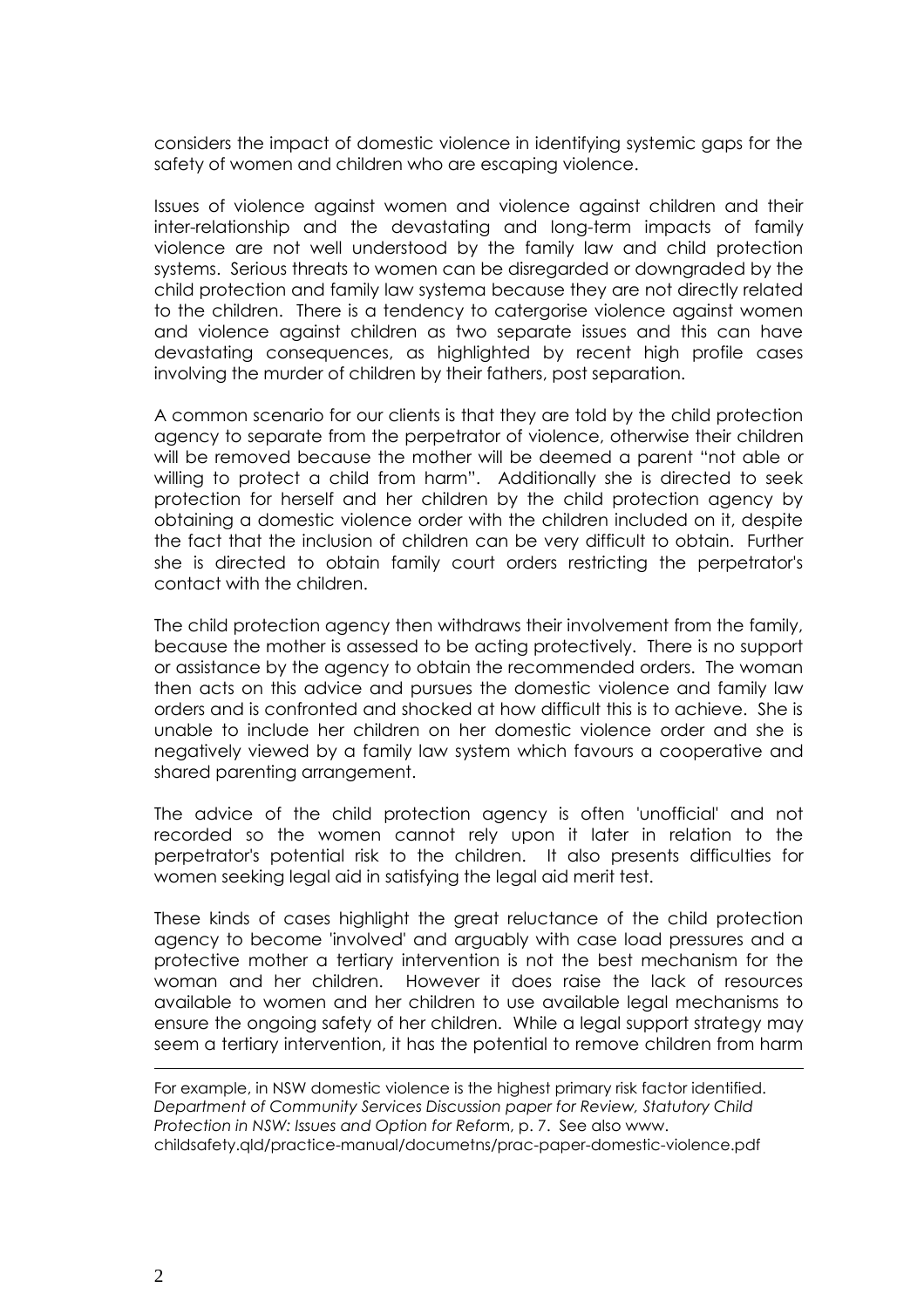considers the impact of domestic violence in identifying systemic gaps for the safety of women and children who are escaping violence.

Issues of violence against women and violence against children and their inter-relationship and the devastating and long-term impacts of family violence are not well understood by the family law and child protection systems. Serious threats to women can be disregarded or downgraded by the child protection and family law systema because they are not directly related to the children. There is a tendency to catergorise violence against women and violence against children as two separate issues and this can have devastating consequences, as highlighted by recent high profile cases involving the murder of children by their fathers, post separation.

A common scenario for our clients is that they are told by the child protection agency to separate from the perpetrator of violence, otherwise their children will be removed because the mother will be deemed a parent "not able or willing to protect a child from harm". Additionally she is directed to seek protection for herself and her children by the child protection agency by obtaining a domestic violence order with the children included on it, despite the fact that the inclusion of children can be very difficult to obtain. Further she is directed to obtain family court orders restricting the perpetrator's contact with the children.

The child protection agency then withdraws their involvement from the family, because the mother is assessed to be acting protectively. There is no support or assistance by the agency to obtain the recommended orders. The woman then acts on this advice and pursues the domestic violence and family law orders and is confronted and shocked at how difficult this is to achieve. She is unable to include her children on her domestic violence order and she is negatively viewed by a family law system which favours a cooperative and shared parenting arrangement.

The advice of the child protection agency is often 'unofficial' and not recorded so the women cannot rely upon it later in relation to the perpetrator's potential risk to the children. It also presents difficulties for women seeking legal aid in satisfying the legal aid merit test.

These kinds of cases highlight the great reluctance of the child protection agency to become 'involved' and arguably with case load pressures and a protective mother a tertiary intervention is not the best mechanism for the woman and her children. However it does raise the lack of resources available to women and her children to use available legal mechanisms to ensure the ongoing safety of her children. While a legal support strategy may seem a tertiary intervention, it has the potential to remove children from harm

---

For example, in NSW domestic violence is the highest primary risk factor identified. *Department of Community Services Discussion paper for Review, Statutory Child Protection in NSW: Issues and Option for Reform*, p. 7. See also www. childsafety.qld/practice-manual/documetns/prac-paper-domestic-violence.pdf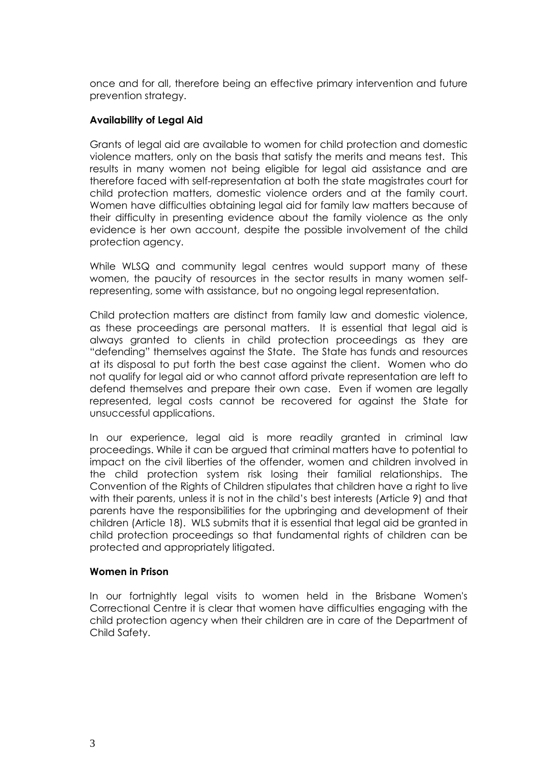once and for all, therefore being an effective primary intervention and future prevention strategy.

**Availability of Legal Aid**

Grants of legal aid are available to women for child protection and domestic violence matters, only on the basis that satisfy the merits and means test. This results in many women not being eligible for legal aid assistance and are therefore faced with self-representation at both the state magistrates court for child protection matters, domestic violence orders and at the family court. Women have difficulties obtaining legal aid for family law matters because of their difficulty in presenting evidence about the family violence as the only evidence is her own account, despite the possible involvement of the child protection agency.

While WLSQ and community legal centres would support many of these women, the paucity of resources in the sector results in many women self-representing, some with assistance, but no ongoing legal representation.

Child protection matters are distinct from family law and domestic violence, as these proceedings are personal matters. It is essential that legal aid is always granted to clients in child protection proceedings as they are "defending" themselves against the State. The State has funds and resources at its disposal to put forth the best case against the client. Women who do not qualify for legal aid or who cannot afford private representation are left to defend themselves and prepare their own case. Even if women are legally represented, legal costs cannot be recovered for against the State for unsuccessful applications.

In our experience, legal aid is more readily granted in criminal law proceedings. While it can be argued that criminal matters have to potential to impact on the civil liberties of the offender, women and children involved in the child protection system risk losing their familial relationships. The Convention of the Rights of Children stipulates that children have a right to live with their parents, unless it is not in the child's best interests (Article 9) and that parents have the responsibilities for the upbringing and development of their children (Article 18). WLS submits that it is essential that legal aid be granted in child protection proceedings so that fundamental rights of children can be protected and appropriately litigated.

**Women in Prison**

In our fortnightly legal visits to women held in the Brisbane Women's Correctional Centre it is clear that women have difficulties engaging with the child protection agency when their children are in care of the Department of Child Safety.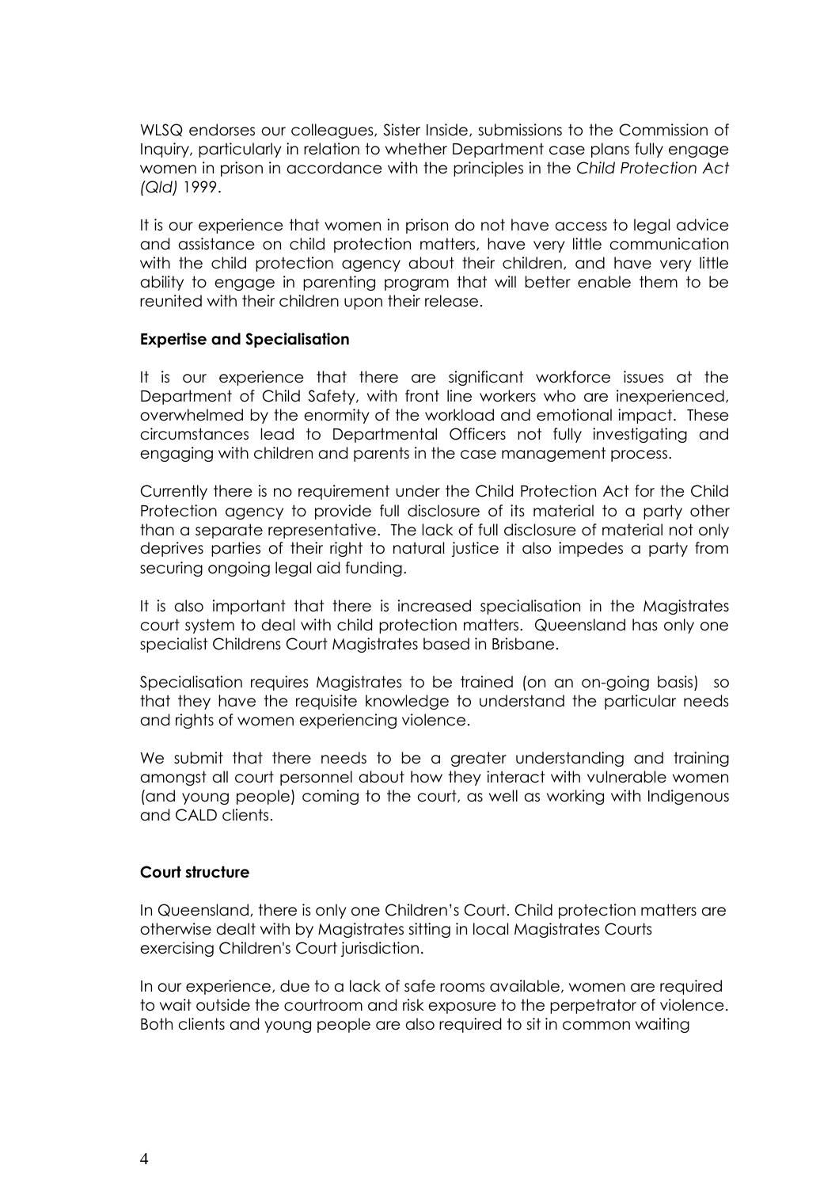WLSQ endorses our colleagues, Sister Inside, submissions to the Commission of Inquiry, particularly in relation to whether Department case plans fully engage women in prison in accordance with the principles in the *Child Protection Act (Qld)* 1999.

It is our experience that women in prison do not have access to legal advice and assistance on child protection matters, have very little communication with the child protection agency about their children, and have very little ability to engage in parenting program that will better enable them to be reunited with their children upon their release.

**Expertise and Specialisation**

It is our experience that there are significant workforce issues at the Department of Child Safety, with front line workers who are inexperienced, overwhelmed by the enormity of the workload and emotional impact. These circumstances lead to Departmental Officers not fully investigating and engaging with children and parents in the case management process.

Currently there is no requirement under the Child Protection Act for the Child Protection agency to provide full disclosure of its material to a party other than a separate representative. The lack of full disclosure of material not only deprives parties of their right to natural justice it also impedes a party from securing ongoing legal aid funding.

It is also important that there is increased specialisation in the Magistrates court system to deal with child protection matters. Queensland has only one specialist Childrens Court Magistrates based in Brisbane.

Specialisation requires Magistrates to be trained (on an on-going basis) so that they have the requisite knowledge to understand the particular needs and rights of women experiencing violence.

We submit that there needs to be a greater understanding and training amongst all court personnel about how they interact with vulnerable women (and young people) coming to the court, as well as working with Indigenous and CALD clients.

**Court structure**

In Queensland, there is only one Children's Court. Child protection matters are otherwise dealt with by Magistrates sitting in local Magistrates Courts exercising Children's Court jurisdiction.

In our experience, due to a lack of safe rooms available, women are required to wait outside the courtroom and risk exposure to the perpetrator of violence. Both clients and young people are also required to sit in common waiting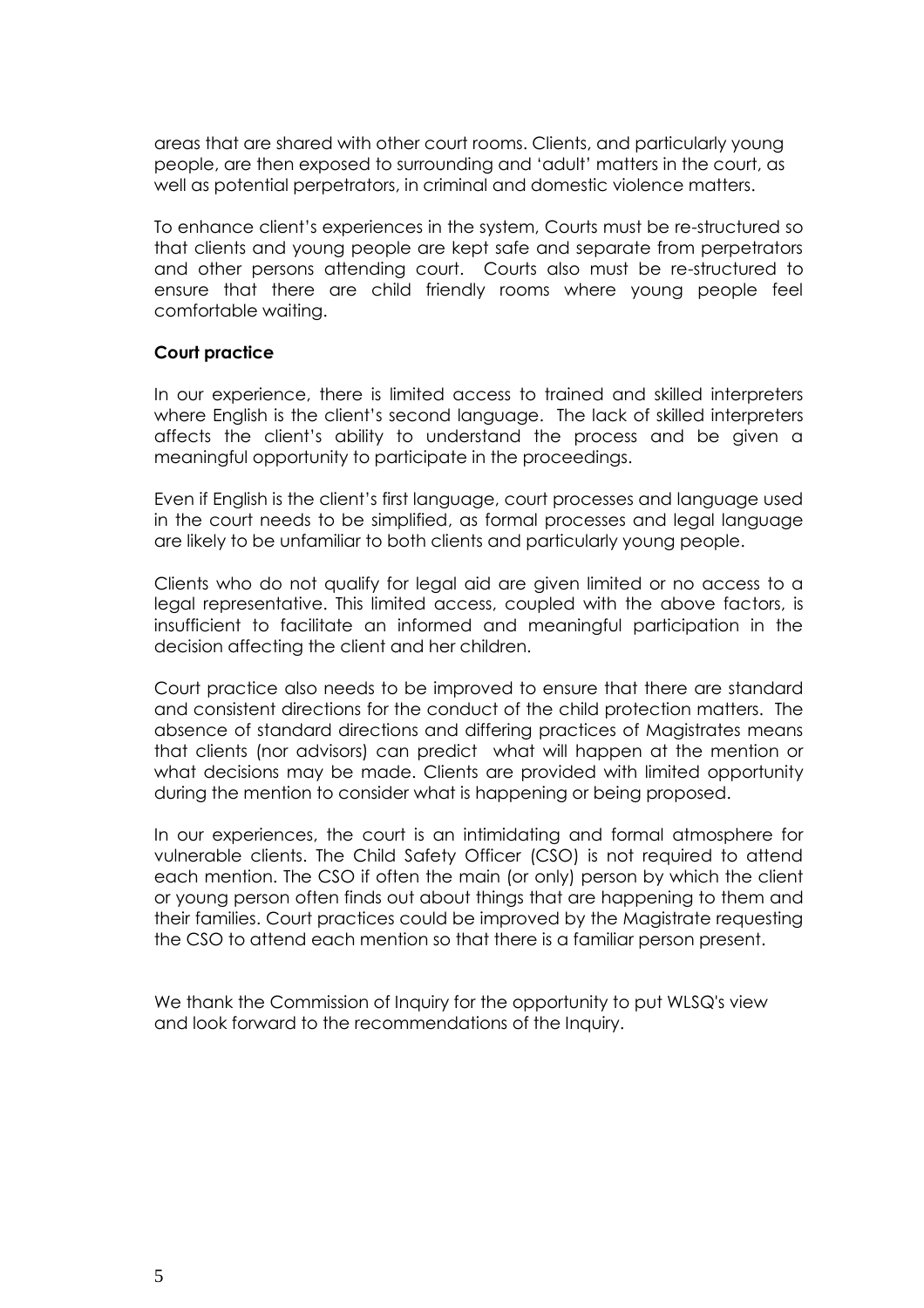areas that are shared with other court rooms. Clients, and particularly young people, are then exposed to surrounding and 'adult' matters in the court, as well as potential perpetrators, in criminal and domestic violence matters.

To enhance client's experiences in the system, Courts must be re-structured so that clients and young people are kept safe and separate from perpetrators and other persons attending court. Courts also must be re-structured to ensure that there are child friendly rooms where young people feel comfortable waiting.

**Court practice**

In our experience, there is limited access to trained and skilled interpreters where English is the client's second language. The lack of skilled interpreters affects the client's ability to understand the process and be given a meaningful opportunity to participate in the proceedings.

Even if English is the client's first language, court processes and language used in the court needs to be simplified, as formal processes and legal language are likely to be unfamiliar to both clients and particularly young people.

Clients who do not qualify for legal aid are given limited or no access to a legal representative. This limited access, coupled with the above factors, is insufficient to facilitate an informed and meaningful participation in the decision affecting the client and her children.

Court practice also needs to be improved to ensure that there are standard and consistent directions for the conduct of the child protection matters. The absence of standard directions and differing practices of Magistrates means that clients (nor advisors) can predict what will happen at the mention or what decisions may be made. Clients are provided with limited opportunity during the mention to consider what is happening or being proposed.

In our experiences, the court is an intimidating and formal atmosphere for vulnerable clients. The Child Safety Officer (CSO) is not required to attend each mention. The CSO if often the main (or only) person by which the client or young person often finds out about things that are happening to them and their families. Court practices could be improved by the Magistrate requesting the CSO to attend each mention so that there is a familiar person present.

We thank the Commission of Inquiry for the opportunity to put WLSQ's view and look forward to the recommendations of the Inquiry.